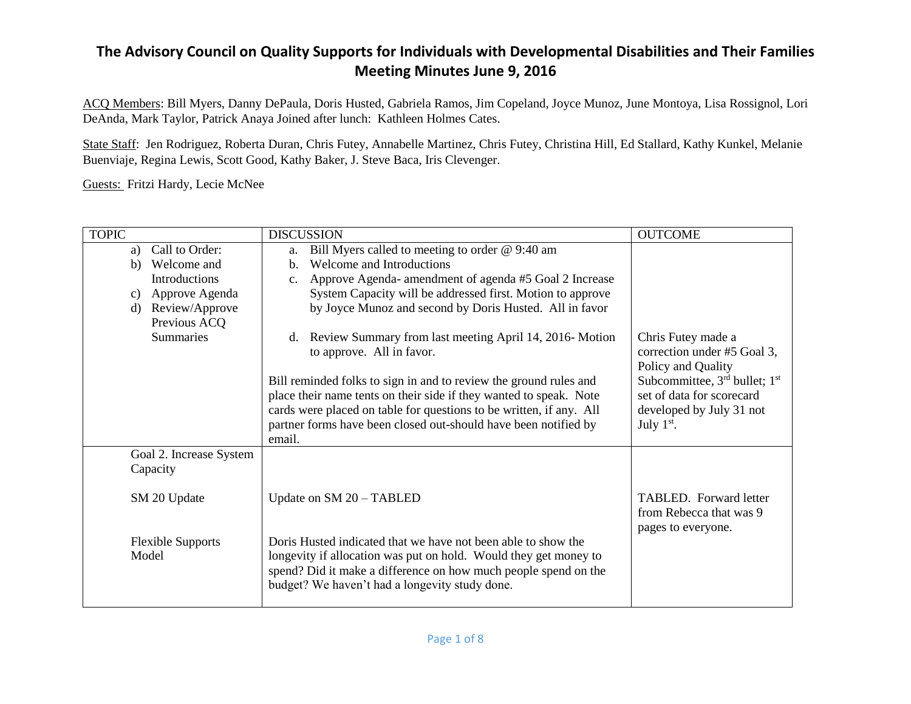# The Advisory Council on Quality Supports for Individuals with Developmental Disabilities and Their Families Meeting Minutes June 9, 2016

ACQ Members: Bill Myers, Danny DePaula, Doris Husted, Gabriela Ramos, Jim Copeland, Joyce Munoz, June Montoya, Lisa Rossignol, Lori DeAnda, Mark Taylor, Patrick Anaya Joined after lunch: Kathleen Holmes Cates.

State Staff: Jen Rodriguez, Roberta Duran, Chris Futey, Annabelle Martinez, Chris Futey, Christina Hill, Ed Stallard, Kathy Kunkel, Melanie Buenviaje, Regina Lewis, Scott Good, Kathy Baker, J. Steve Baca, Iris Clevenger.

Guests: Fritzi Hardy, Lecie McNee

| TOPIC | DISCUSSION | OUTCOME |
|---|---|---|
| a) Call to Order:<br>b) Welcome and Introductions<br>c) Approve Agenda<br>d) Review/Approve Previous ACQ Summaries | a. Bill Myers called to meeting to order @ 9:40 am<br>b. Welcome and Introductions<br>c. Approve Agenda- amendment of agenda #5 Goal 2 Increase System Capacity will be addressed first. Motion to approve by Joyce Munoz and second by Doris Husted. All in favor<br><br>d. Review Summary from last meeting April 14, 2016- Motion to approve. All in favor.<br><br>Bill reminded folks to sign in and to review the ground rules and place their name tents on their side if they wanted to speak. Note cards were placed on table for questions to be written, if any. All partner forms have been closed out-should have been notified by email. | Chris Futey made a correction under #5 Goal 3, Policy and Quality Subcommittee, 3rd bullet; 1st set of data for scorecard developed by July 31 not July 1st. |
| Goal 2. Increase System Capacity<br><br>SM 20 Update<br><br>Flexible Supports Model | Update on SM 20 – TABLED<br><br>Doris Husted indicated that we have not been able to show the longevity if allocation was put on hold. Would they get money to spend? Did it make a difference on how much people spend on the budget? We haven't had a longevity study done. | TABLED. Forward letter from Rebecca that was 9 pages to everyone. |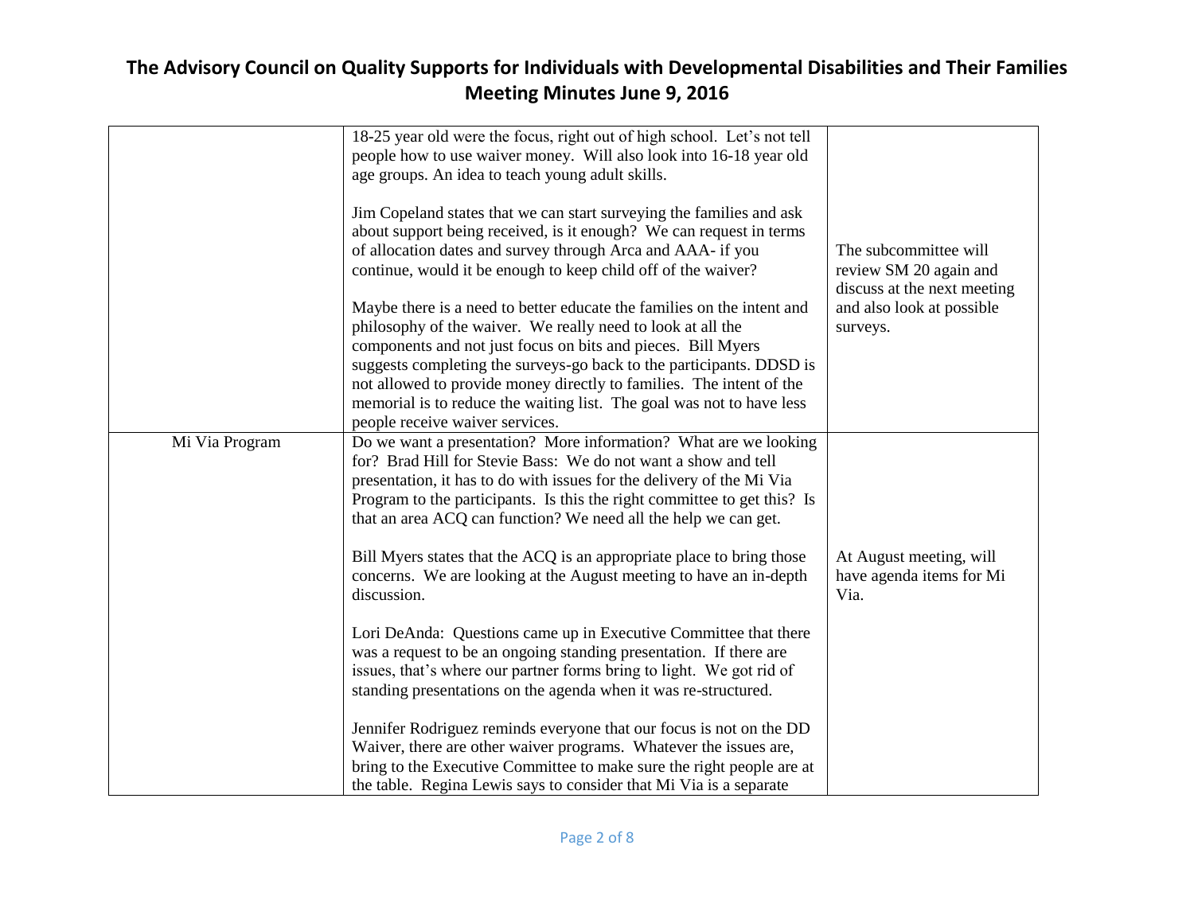# The Advisory Council on Quality Supports for Individuals with Developmental Disabilities and Their Families Meeting Minutes June 9, 2016

| | | |
|---|---|---|
| | 18-25 year old were the focus, right out of high school. Let's not tell people how to use waiver money. Will also look into 16-18 year old age groups. An idea to teach young adult skills.<br><br>Jim Copeland states that we can start surveying the families and ask about support being received, is it enough? We can request in terms of allocation dates and survey through Arca and AAA- if you continue, would it be enough to keep child off of the waiver?<br><br>Maybe there is a need to better educate the families on the intent and philosophy of the waiver. We really need to look at all the components and not just focus on bits and pieces. Bill Myers suggests completing the surveys-go back to the participants. DDSD is not allowed to provide money directly to families. The intent of the memorial is to reduce the waiting list. The goal was not to have less people receive waiver services. | The subcommittee will review SM 20 again and discuss at the next meeting and also look at possible surveys. |
| Mi Via Program | Do we want a presentation? More information? What are we looking for? Brad Hill for Stevie Bass: We do not want a show and tell presentation, it has to do with issues for the delivery of the Mi Via Program to the participants. Is this the right committee to get this? Is that an area ACQ can function? We need all the help we can get.<br><br>Bill Myers states that the ACQ is an appropriate place to bring those concerns. We are looking at the August meeting to have an in-depth discussion.<br><br>Lori DeAnda: Questions came up in Executive Committee that there was a request to be an ongoing standing presentation. If there are issues, that's where our partner forms bring to light. We got rid of standing presentations on the agenda when it was re-structured.<br><br>Jennifer Rodriguez reminds everyone that our focus is not on the DD Waiver, there are other waiver programs. Whatever the issues are, bring to the Executive Committee to make sure the right people are at the table. Regina Lewis says to consider that Mi Via is a separate | At August meeting, will have agenda items for Mi Via. |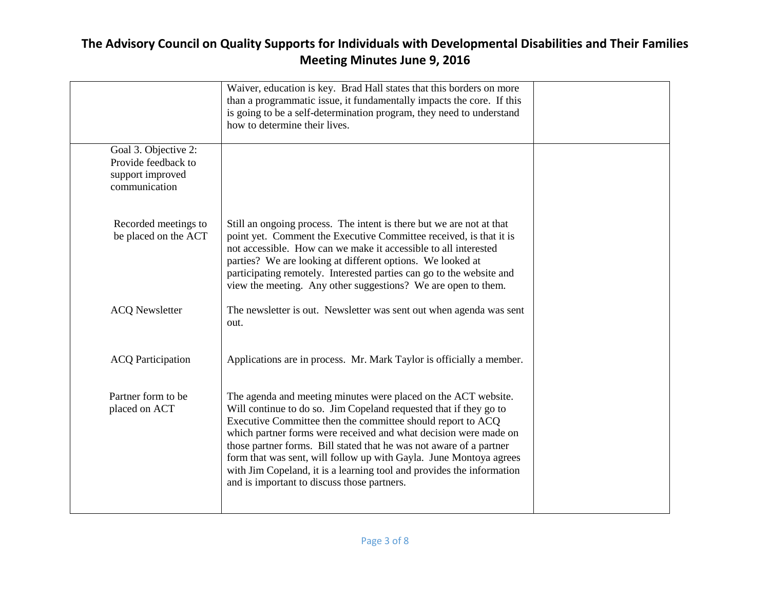# The Advisory Council on Quality Supports for Individuals with Developmental Disabilities and Their Families Meeting Minutes June 9, 2016

| | | |
|---|---|---|
| | Waiver, education is key. Brad Hall states that this borders on more than a programmatic issue, it fundamentally impacts the core. If this is going to be a self-determination program, they need to understand how to determine their lives. | |
| Goal 3. Objective 2: Provide feedback to support improved communication<br><br>Recorded meetings to be placed on the ACT | <br><br><br><br>Still an ongoing process. The intent is there but we are not at that point yet. Comment the Executive Committee received, is that it is not accessible. How can we make it accessible to all interested parties? We are looking at different options. We looked at participating remotely. Interested parties can go to the website and view the meeting. Any other suggestions? We are open to them. | |
| ACQ Newsletter | The newsletter is out. Newsletter was sent out when agenda was sent out. | |
| ACQ Participation | Applications are in process. Mr. Mark Taylor is officially a member. | |
| Partner form to be placed on ACT | The agenda and meeting minutes were placed on the ACT website. Will continue to do so. Jim Copeland requested that if they go to Executive Committee then the committee should report to ACQ which partner forms were received and what decision were made on those partner forms. Bill stated that he was not aware of a partner form that was sent, will follow up with Gayla. June Montoya agrees with Jim Copeland, it is a learning tool and provides the information and is important to discuss those partners. | |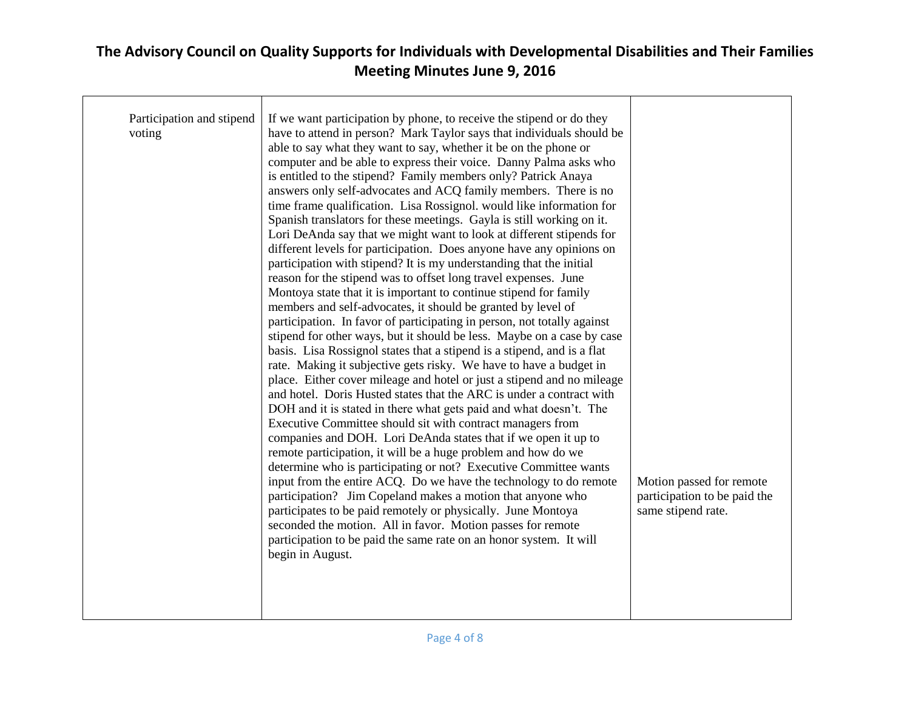# The Advisory Council on Quality Supports for Individuals with Developmental Disabilities and Their Families Meeting Minutes June 9, 2016

| | | |
|---|---|---|
| Participation and stipend voting | If we want participation by phone, to receive the stipend or do they have to attend in person? Mark Taylor says that individuals should be able to say what they want to say, whether it be on the phone or computer and be able to express their voice. Danny Palma asks who is entitled to the stipend? Family members only? Patrick Anaya answers only self-advocates and ACQ family members. There is no time frame qualification. Lisa Rossignol. would like information for Spanish translators for these meetings. Gayla is still working on it. Lori DeAnda say that we might want to look at different stipends for different levels for participation. Does anyone have any opinions on participation with stipend? It is my understanding that the initial reason for the stipend was to offset long travel expenses. June Montoya state that it is important to continue stipend for family members and self-advocates, it should be granted by level of participation. In favor of participating in person, not totally against stipend for other ways, but it should be less. Maybe on a case by case basis. Lisa Rossignol states that a stipend is a stipend, and is a flat rate. Making it subjective gets risky. We have to have a budget in place. Either cover mileage and hotel or just a stipend and no mileage and hotel. Doris Husted states that the ARC is under a contract with DOH and it is stated in there what gets paid and what doesn't. The Executive Committee should sit with contract managers from companies and DOH. Lori DeAnda states that if we open it up to remote participation, it will be a huge problem and how do we determine who is participating or not? Executive Committee wants input from the entire ACQ. Do we have the technology to do remote participation? Jim Copeland makes a motion that anyone who participates to be paid remotely or physically. June Montoya seconded the motion. All in favor. Motion passes for remote participation to be paid the same rate on an honor system. It will begin in August. | Motion passed for remote participation to be paid the same stipend rate. |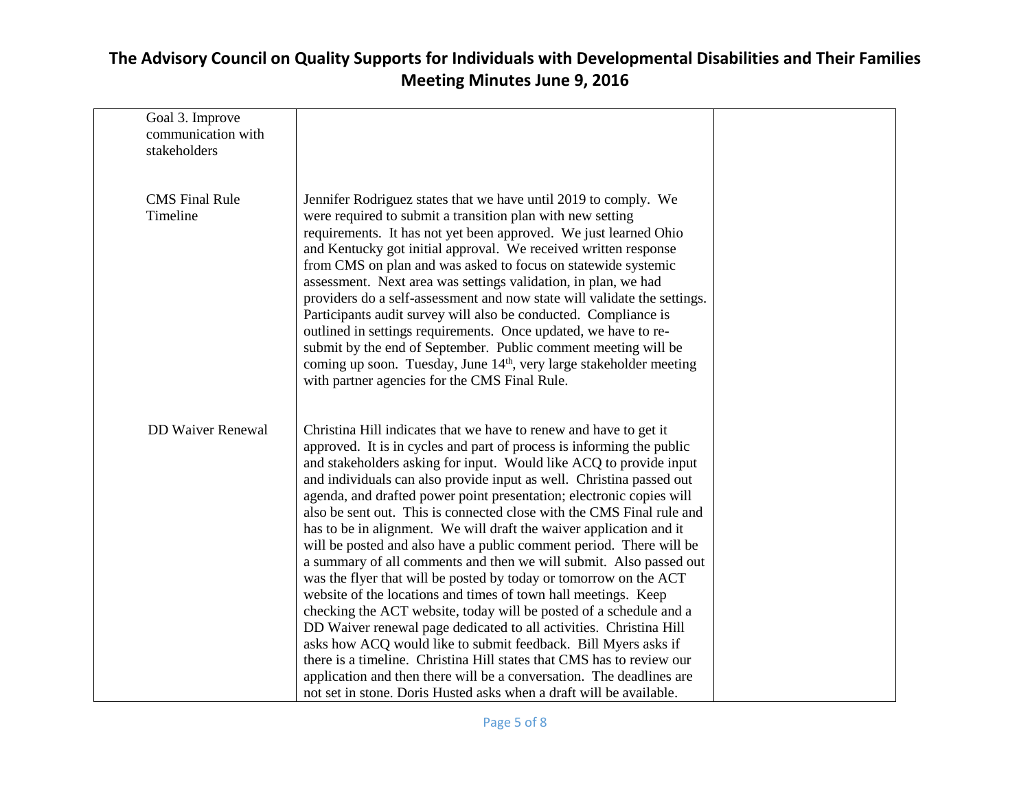# The Advisory Council on Quality Supports for Individuals with Developmental Disabilities and Their Families
## Meeting Minutes June 9, 2016

| | | |
|---|---|---|
| Goal 3. Improve communication with stakeholders | | |
| CMS Final Rule Timeline | Jennifer Rodriguez states that we have until 2019 to comply. We were required to submit a transition plan with new setting requirements. It has not yet been approved. We just learned Ohio and Kentucky got initial approval. We received written response from CMS on plan and was asked to focus on statewide systemic assessment. Next area was settings validation, in plan, we had providers do a self-assessment and now state will validate the settings. Participants audit survey will also be conducted. Compliance is outlined in settings requirements. Once updated, we have to re-submit by the end of September. Public comment meeting will be coming up soon. Tuesday, June 14th, very large stakeholder meeting with partner agencies for the CMS Final Rule. | |
| DD Waiver Renewal | Christina Hill indicates that we have to renew and have to get it approved. It is in cycles and part of process is informing the public and stakeholders asking for input. Would like ACQ to provide input and individuals can also provide input as well. Christina passed out agenda, and drafted power point presentation; electronic copies will also be sent out. This is connected close with the CMS Final rule and has to be in alignment. We will draft the waiver application and it will be posted and also have a public comment period. There will be a summary of all comments and then we will submit. Also passed out was the flyer that will be posted by today or tomorrow on the ACT website of the locations and times of town hall meetings. Keep checking the ACT website, today will be posted of a schedule and a DD Waiver renewal page dedicated to all activities. Christina Hill asks how ACQ would like to submit feedback. Bill Myers asks if there is a timeline. Christina Hill states that CMS has to review our application and then there will be a conversation. The deadlines are not set in stone. Doris Husted asks when a draft will be available. | |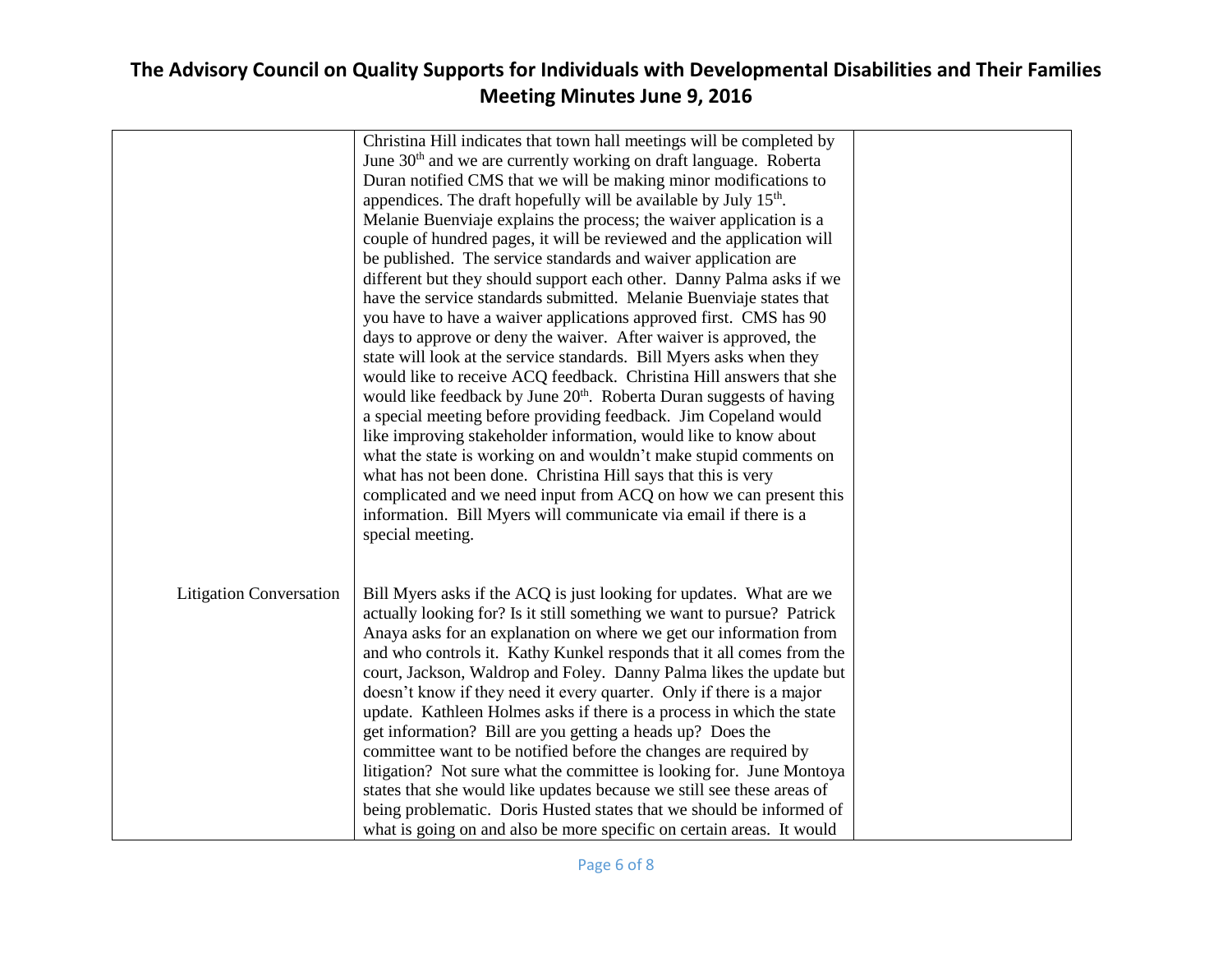# The Advisory Council on Quality Supports for Individuals with Developmental Disabilities and Their Families Meeting Minutes June 9, 2016

| | | |
|---|---|---|
| | Christina Hill indicates that town hall meetings will be completed by June 30th and we are currently working on draft language. Roberta Duran notified CMS that we will be making minor modifications to appendices. The draft hopefully will be available by July 15th. Melanie Buenviaje explains the process; the waiver application is a couple of hundred pages, it will be reviewed and the application will be published. The service standards and waiver application are different but they should support each other. Danny Palma asks if we have the service standards submitted. Melanie Buenviaje states that you have to have a waiver applications approved first. CMS has 90 days to approve or deny the waiver. After waiver is approved, the state will look at the service standards. Bill Myers asks when they would like to receive ACQ feedback. Christina Hill answers that she would like feedback by June 20th. Roberta Duran suggests of having a special meeting before providing feedback. Jim Copeland would like improving stakeholder information, would like to know about what the state is working on and wouldn't make stupid comments on what has not been done. Christina Hill says that this is very complicated and we need input from ACQ on how we can present this information. Bill Myers will communicate via email if there is a special meeting. | |
| Litigation Conversation | Bill Myers asks if the ACQ is just looking for updates. What are we actually looking for? Is it still something we want to pursue? Patrick Anaya asks for an explanation on where we get our information from and who controls it. Kathy Kunkel responds that it all comes from the court, Jackson, Waldrop and Foley. Danny Palma likes the update but doesn't know if they need it every quarter. Only if there is a major update. Kathleen Holmes asks if there is a process in which the state get information? Bill are you getting a heads up? Does the committee want to be notified before the changes are required by litigation? Not sure what the committee is looking for. June Montoya states that she would like updates because we still see these areas of being problematic. Doris Husted states that we should be informed of what is going on and also be more specific on certain areas. It would | |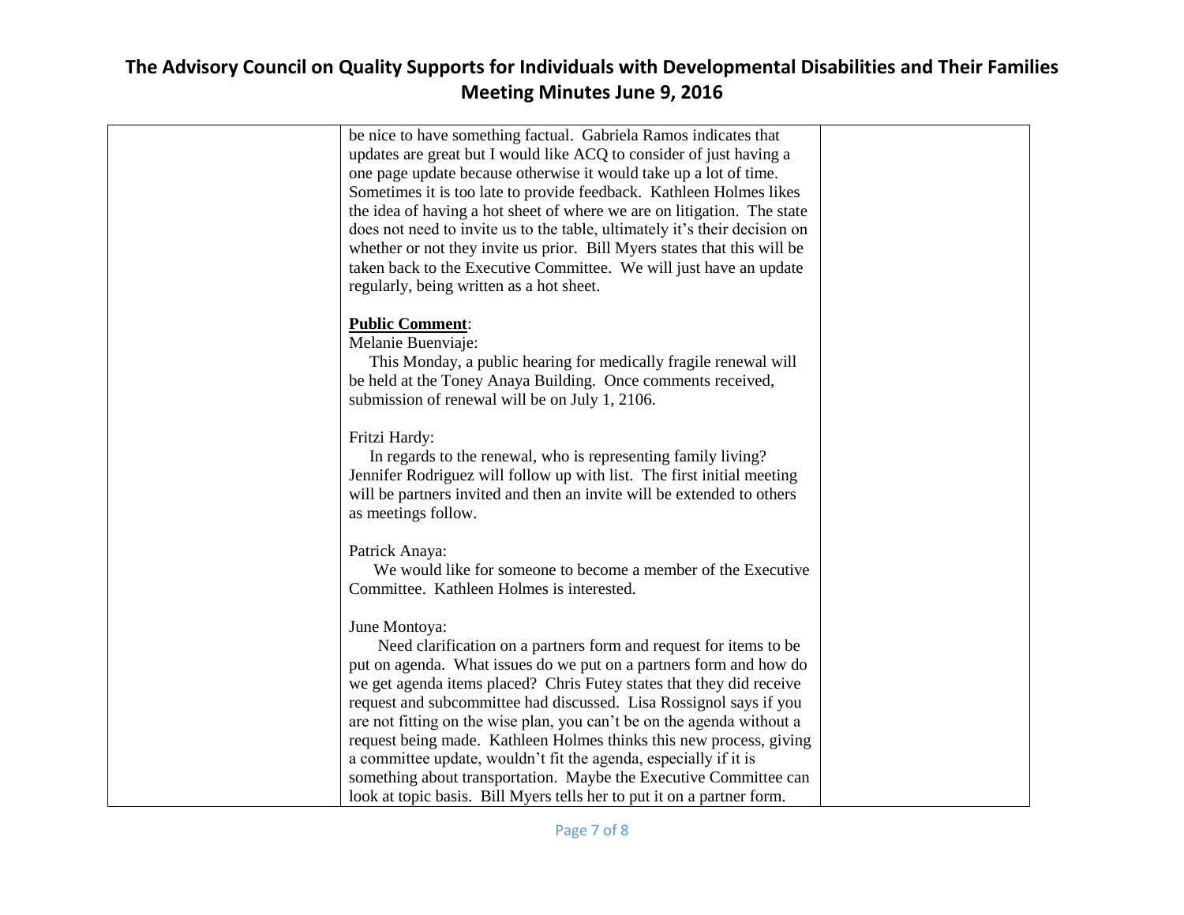| | | |
|---|---|---|
| | be nice to have something factual. Gabriela Ramos indicates that updates are great but I would like ACQ to consider of just having a one page update because otherwise it would take up a lot of time. Sometimes it is too late to provide feedback. Kathleen Holmes likes the idea of having a hot sheet of where we are on litigation. The state does not need to invite us to the table, ultimately it's their decision on whether or not they invite us prior. Bill Myers states that this will be taken back to the Executive Committee. We will just have an update regularly, being written as a hot sheet.<br><br>**Public Comment**:<br>Melanie Buenviaje:<br>This Monday, a public hearing for medically fragile renewal will be held at the Toney Anaya Building. Once comments received, submission of renewal will be on July 1, 2106.<br><br>Fritzi Hardy:<br>In regards to the renewal, who is representing family living? Jennifer Rodriguez will follow up with list. The first initial meeting will be partners invited and then an invite will be extended to others as meetings follow.<br><br>Patrick Anaya:<br>We would like for someone to become a member of the Executive Committee. Kathleen Holmes is interested.<br><br>June Montoya:<br>Need clarification on a partners form and request for items to be put on agenda. What issues do we put on a partners form and how do we get agenda items placed? Chris Futey states that they did receive request and subcommittee had discussed. Lisa Rossignol says if you are not fitting on the wise plan, you can't be on the agenda without a request being made. Kathleen Holmes thinks this new process, giving a committee update, wouldn't fit the agenda, especially if it is something about transportation. Maybe the Executive Committee can look at topic basis. Bill Myers tells her to put it on a partner form. | |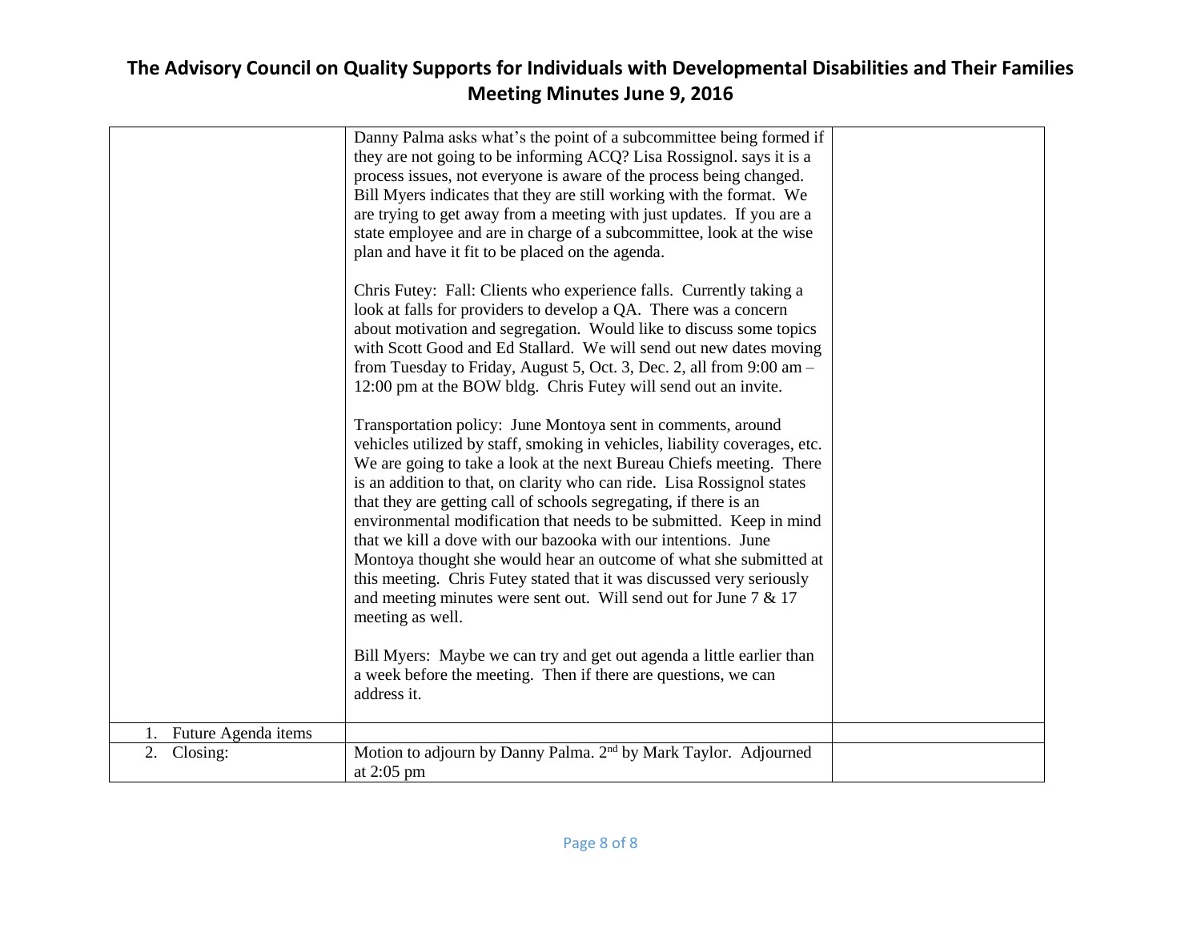# The Advisory Council on Quality Supports for Individuals with Developmental Disabilities and Their Families
## Meeting Minutes June 9, 2016

| | | |
|---|---|---|
| | Danny Palma asks what's the point of a subcommittee being formed if they are not going to be informing ACQ? Lisa Rossignol. says it is a process issues, not everyone is aware of the process being changed. Bill Myers indicates that they are still working with the format. We are trying to get away from a meeting with just updates. If you are a state employee and are in charge of a subcommittee, look at the wise plan and have it fit to be placed on the agenda.<br><br>Chris Futey: Fall: Clients who experience falls. Currently taking a look at falls for providers to develop a QA. There was a concern about motivation and segregation. Would like to discuss some topics with Scott Good and Ed Stallard. We will send out new dates moving from Tuesday to Friday, August 5, Oct. 3, Dec. 2, all from 9:00 am – 12:00 pm at the BOW bldg. Chris Futey will send out an invite.<br><br>Transportation policy: June Montoya sent in comments, around vehicles utilized by staff, smoking in vehicles, liability coverages, etc. We are going to take a look at the next Bureau Chiefs meeting. There is an addition to that, on clarity who can ride. Lisa Rossignol states that they are getting call of schools segregating, if there is an environmental modification that needs to be submitted. Keep in mind that we kill a dove with our bazooka with our intentions. June Montoya thought she would hear an outcome of what she submitted at this meeting. Chris Futey stated that it was discussed very seriously and meeting minutes were sent out. Will send out for June 7 & 17 meeting as well.<br><br>Bill Myers: Maybe we can try and get out agenda a little earlier than a week before the meeting. Then if there are questions, we can address it. | |
| 1. Future Agenda items | | |
| 2. Closing: | Motion to adjourn by Danny Palma. 2nd by Mark Taylor. Adjourned at 2:05 pm | |